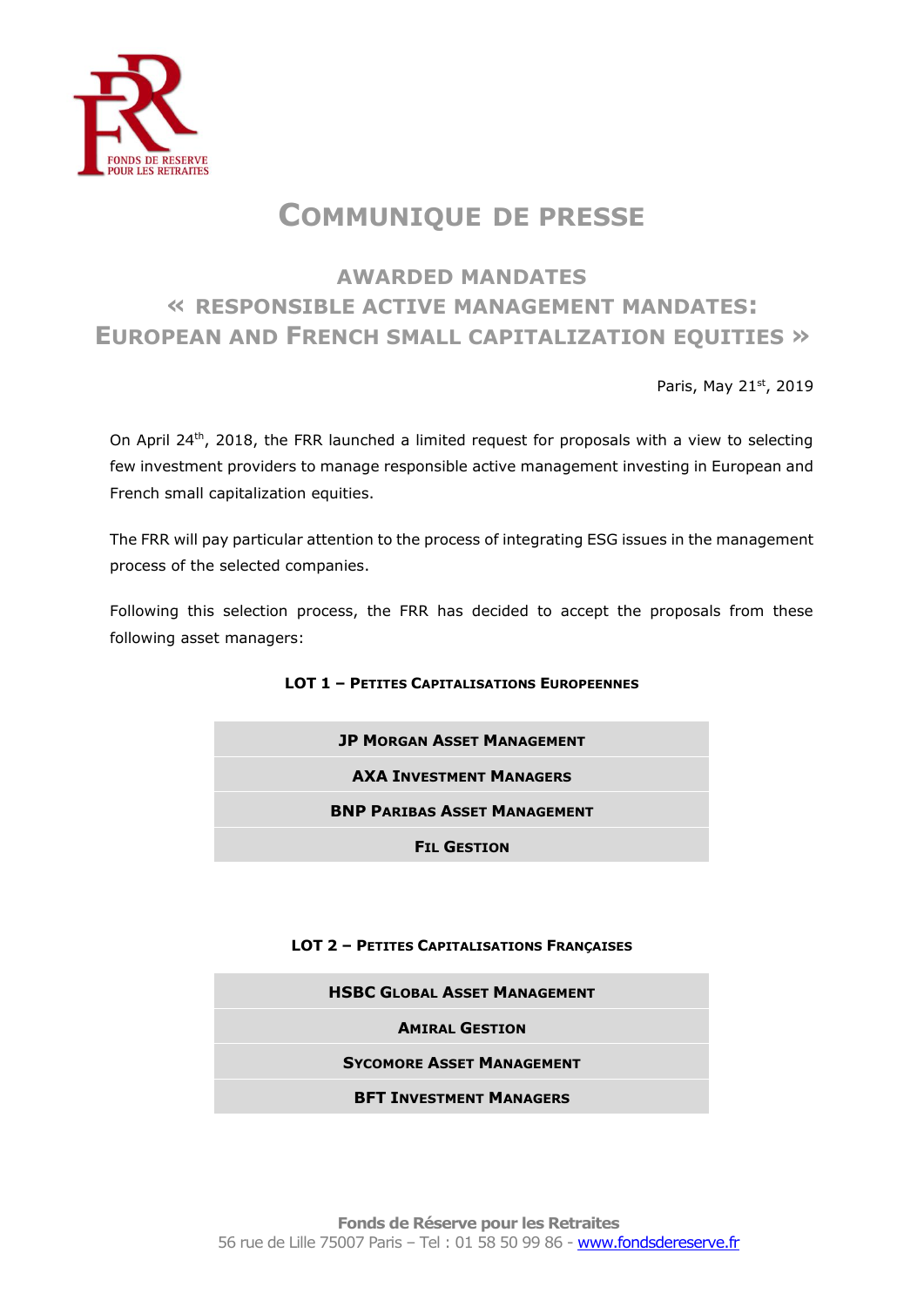# COMMUNIQUE DE PRESSE

## AWARDED MANDATES
## « RESPONSIBLE ACTIVE MANAGEMENT MANDATES: EUROPEAN AND FRENCH SMALL CAPITALIZATION EQUITIES »

Paris, May 21st, 2019

On April 24th, 2018, the FRR launched a limited request for proposals with a view to selecting few investment providers to manage responsible active management investing in European and French small capitalization equities.

The FRR will pay particular attention to the process of integrating ESG issues in the management process of the selected companies.

Following this selection process, the FRR has decided to accept the proposals from these following asset managers:

**LOT 1 – PETITES CAPITALISATIONS EUROPEENNES**

| |
|---|
| **JP MORGAN ASSET MANAGEMENT** |
| **AXA INVESTMENT MANAGERS** |
| **BNP PARIBAS ASSET MANAGEMENT** |
| **FIL GESTION** |

**LOT 2 – PETITES CAPITALISATIONS FRANÇAISES**

| |
|---|
| **HSBC GLOBAL ASSET MANAGEMENT** |
| **AMIRAL GESTION** |
| **SYCOMORE ASSET MANAGEMENT** |
| **BFT INVESTMENT MANAGERS** |

**Fonds de Réserve pour les Retraites**
56 rue de Lille 75007 Paris – Tel : 01 58 50 99 86 - www.fondsdereserve.fr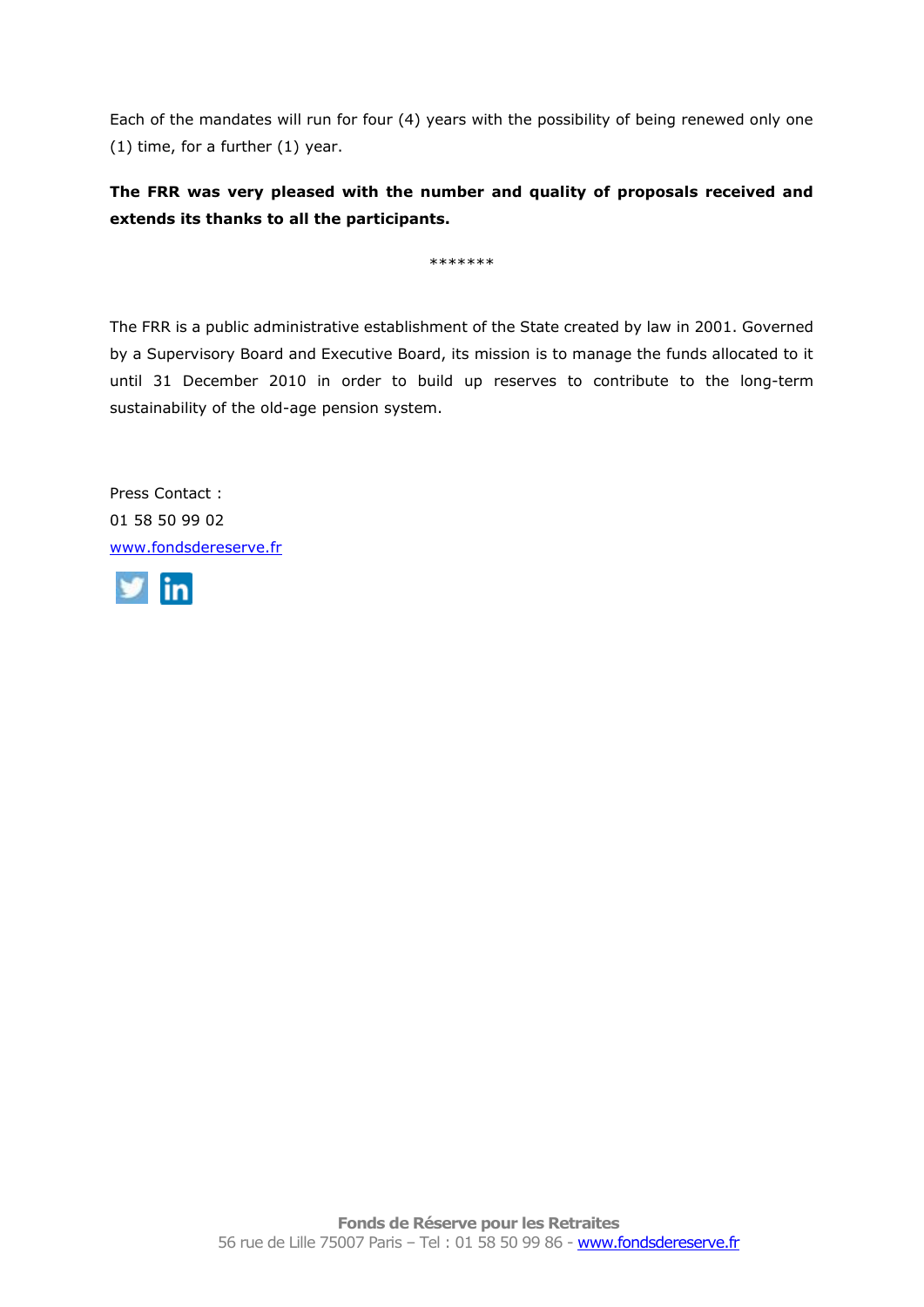Each of the mandates will run for four (4) years with the possibility of being renewed only one (1) time, for a further (1) year.

**The FRR was very pleased with the number and quality of proposals received and extends its thanks to all the participants.**

*******

The FRR is a public administrative establishment of the State created by law in 2001. Governed by a Supervisory Board and Executive Board, its mission is to manage the funds allocated to it until 31 December 2010 in order to build up reserves to contribute to the long-term sustainability of the old-age pension system.

Press Contact :
01 58 50 99 02
www.fondsdereserve.fr